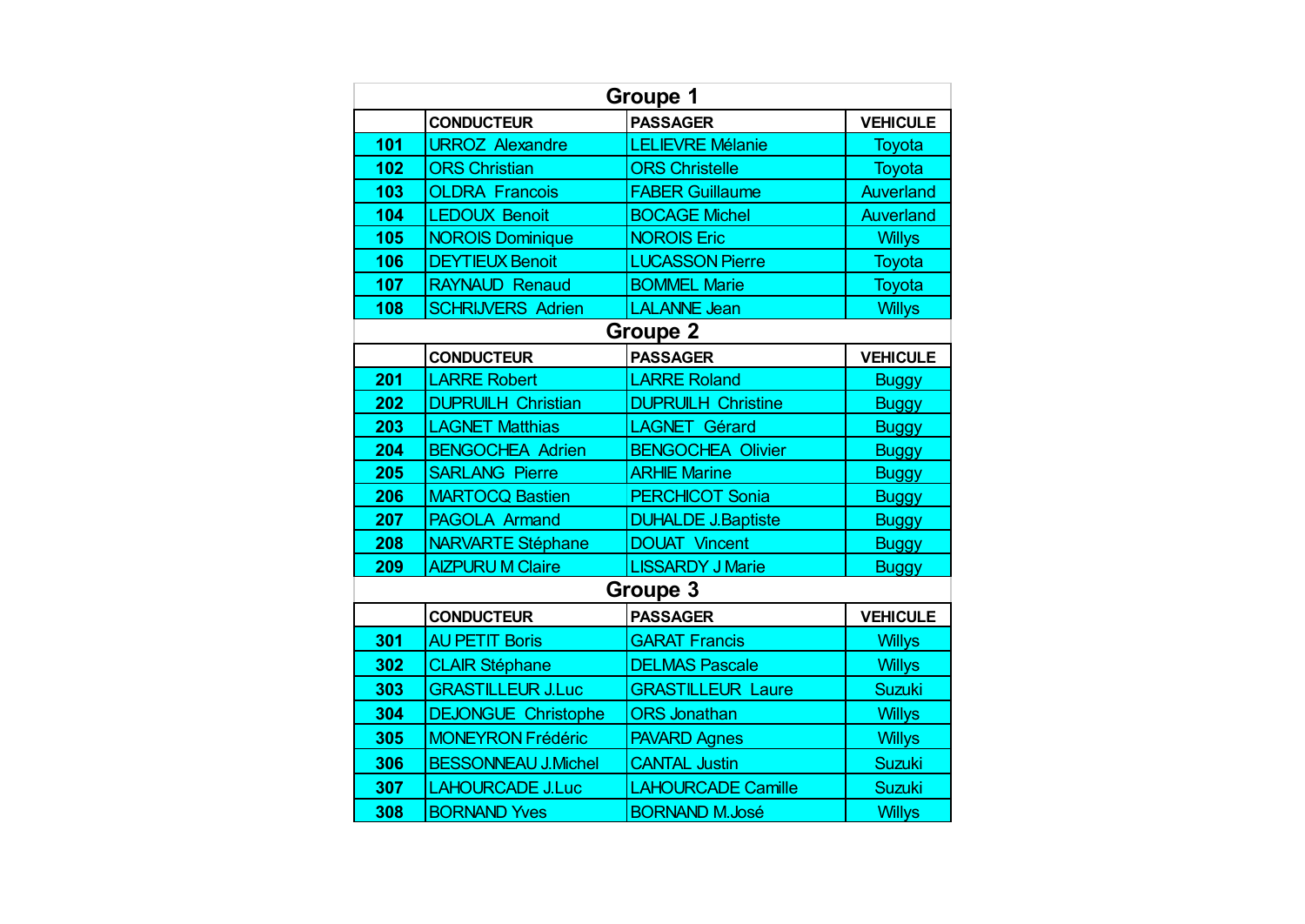## Groupe 1

| | CONDUCTEUR | PASSAGER | VEHICULE |
|---|---|---|---|
| 101 | URROZ Alexandre | LELIEVRE Mélanie | Toyota |
| 102 | ORS Christian | ORS Christelle | Toyota |
| 103 | OLDRA Francois | FABER Guillaume | Auverland |
| 104 | LEDOUX Benoit | BOCAGE Michel | Auverland |
| 105 | NOROIS Dominique | NOROIS Eric | Willys |
| 106 | DEYTIEUX Benoit | LUCASSON Pierre | Toyota |
| 107 | RAYNAUD Renaud | BOMMEL Marie | Toyota |
| 108 | SCHRIJVERS Adrien | LALANNE Jean | Willys |

## Groupe 2

| | CONDUCTEUR | PASSAGER | VEHICULE |
|---|---|---|---|
| 201 | LARRE Robert | LARRE Roland | Buggy |
| 202 | DUPRUILH Christian | DUPRUILH Christine | Buggy |
| 203 | LAGNET Matthias | LAGNET Gérard | Buggy |
| 204 | BENGOCHEA Adrien | BENGOCHEA Olivier | Buggy |
| 205 | SARLANG Pierre | ARHIE Marine | Buggy |
| 206 | MARTOCQ Bastien | PERCHICOT Sonia | Buggy |
| 207 | PAGOLA Armand | DUHALDE J.Baptiste | Buggy |
| 208 | NARVARTE Stéphane | DOUAT Vincent | Buggy |
| 209 | AIZPURU M Claire | LISSARDY J Marie | Buggy |

## Groupe 3

| | CONDUCTEUR | PASSAGER | VEHICULE |
|---|---|---|---|
| 301 | AU PETIT Boris | GARAT Francis | Willys |
| 302 | CLAIR Stéphane | DELMAS Pascale | Willys |
| 303 | GRASTILLEUR J.Luc | GRASTILLEUR Laure | Suzuki |
| 304 | DEJONGUE Christophe | ORS Jonathan | Willys |
| 305 | MONEYRON Frédéric | PAVARD Agnes | Willys |
| 306 | BESSONNEAU J.Michel | CANTAL Justin | Suzuki |
| 307 | LAHOURCADE J.Luc | LAHOURCADE Camille | Suzuki |
| 308 | BORNAND Yves | BORNAND M.José | Willys |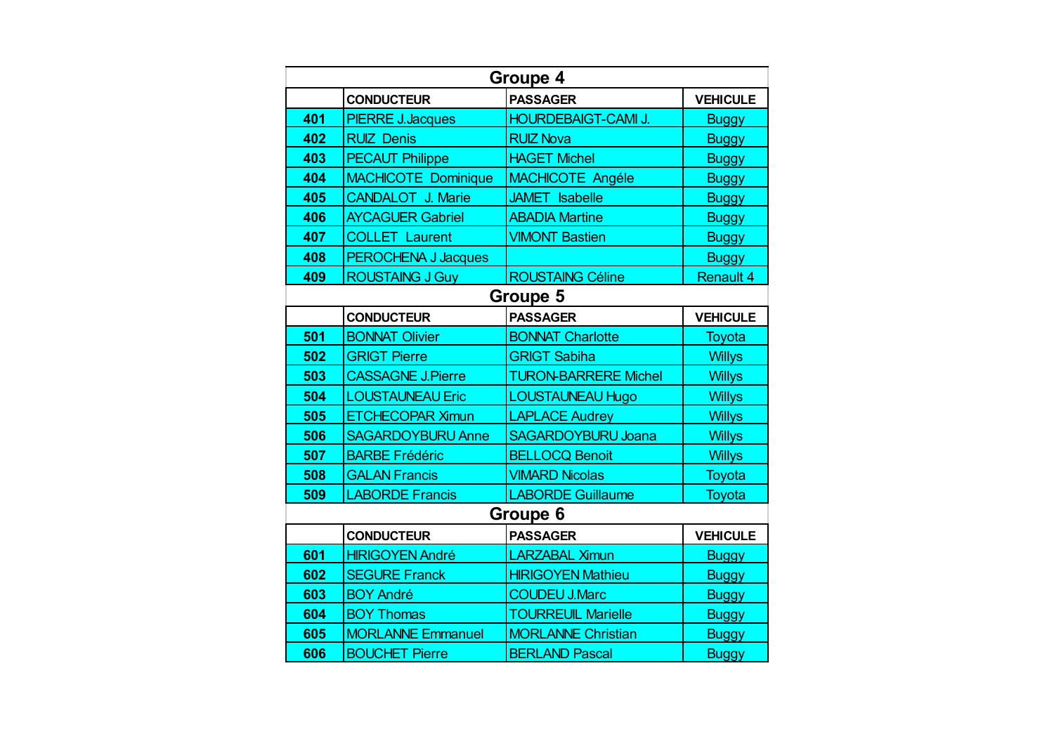## Groupe 4

| | CONDUCTEUR | PASSAGER | VEHICULE |
|---|---|---|---|
| **401** | PIERRE J.Jacques | HOURDEBAIGT-CAMI J. | Buggy |
| **402** | RUIZ Denis | RUIZ Nova | Buggy |
| **403** | PECAUT Philippe | HAGET Michel | Buggy |
| **404** | MACHICOTE Dominique | MACHICOTE Angéle | Buggy |
| **405** | CANDALOT J. Marie | JAMET Isabelle | Buggy |
| **406** | AYCAGUER Gabriel | ABADIA Martine | Buggy |
| **407** | COLLET Laurent | VIMONT Bastien | Buggy |
| **408** | PEROCHENA J Jacques | | Buggy |
| **409** | ROUSTAING J Guy | ROUSTAING Céline | Renault 4 |

## Groupe 5

| | CONDUCTEUR | PASSAGER | VEHICULE |
|---|---|---|---|
| **501** | BONNAT Olivier | BONNAT Charlotte | Toyota |
| **502** | GRIGT Pierre | GRIGT Sabiha | Willys |
| **503** | CASSAGNE J.Pierre | TURON-BARRERE Michel | Willys |
| **504** | LOUSTAUNEAU Eric | LOUSTAUNEAU Hugo | Willys |
| **505** | ETCHECOPAR Ximun | LAPLACE Audrey | Willys |
| **506** | SAGARDOYBURU Anne | SAGARDOYBURU Joana | Willys |
| **507** | BARBE Frédéric | BELLOCQ Benoit | Willys |
| **508** | GALAN Francis | VIMARD Nicolas | Toyota |
| **509** | LABORDE Francis | LABORDE Guillaume | Toyota |

## Groupe 6

| | CONDUCTEUR | PASSAGER | VEHICULE |
|---|---|---|---|
| **601** | HIRIGOYEN André | LARZABAL Ximun | Buggy |
| **602** | SEGURE Franck | HIRIGOYEN Mathieu | Buggy |
| **603** | BOY André | COUDEU J.Marc | Buggy |
| **604** | BOY Thomas | TOURREUIL Marielle | Buggy |
| **605** | MORLANNE Emmanuel | MORLANNE Christian | Buggy |
| **606** | BOUCHET Pierre | BERLAND Pascal | Buggy |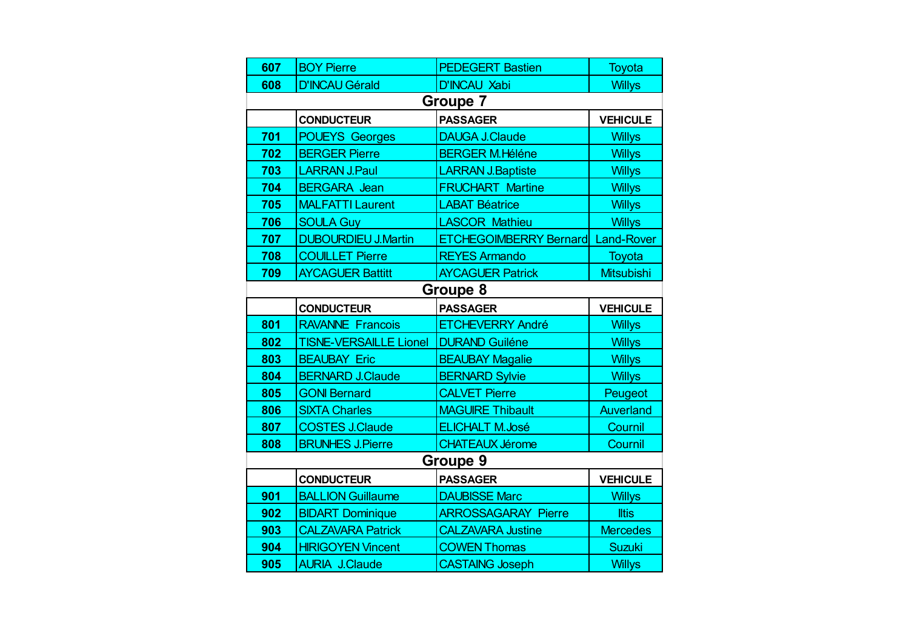| | | | |
|---|---|---|---|
| **607** | BOY Pierre | PEDEGERT Bastien | Toyota |
| **608** | D'INCAU Gérald | D'INCAU Xabi | Willys |

## Groupe 7

| | **CONDUCTEUR** | **PASSAGER** | **VEHICULE** |
|---|---|---|---|
| **701** | POUEYS Georges | DAUGA J.Claude | Willys |
| **702** | BERGER Pierre | BERGER M.Héléne | Willys |
| **703** | LARRAN J.Paul | LARRAN J.Baptiste | Willys |
| **704** | BERGARA Jean | FRUCHART Martine | Willys |
| **705** | MALFATTI Laurent | LABAT Béatrice | Willys |
| **706** | SOULA Guy | LASCOR Mathieu | Willys |
| **707** | DUBOURDIEU J.Martin | ETCHEGOIMBERRY Bernard | Land-Rover |
| **708** | COUILLET Pierre | REYES Armando | Toyota |
| **709** | AYCAGUER Battitt | AYCAGUER Patrick | Mitsubishi |

## Groupe 8

| | **CONDUCTEUR** | **PASSAGER** | **VEHICULE** |
|---|---|---|---|
| **801** | RAVANNE Francois | ETCHEVERRY André | Willys |
| **802** | TISNE-VERSAILLE Lionel | DURAND Guiléne | Willys |
| **803** | BEAUBAY Eric | BEAUBAY Magalie | Willys |
| **804** | BERNARD J.Claude | BERNARD Sylvie | Willys |
| **805** | GONI Bernard | CALVET Pierre | Peugeot |
| **806** | SIXTA Charles | MAGUIRE Thibault | Auverland |
| **807** | COSTES J.Claude | ELICHALT M.José | Cournil |
| **808** | BRUNHES J.Pierre | CHATEAUX Jérome | Cournil |

## Groupe 9

| | **CONDUCTEUR** | **PASSAGER** | **VEHICULE** |
|---|---|---|---|
| **901** | BALLION Guillaume | DAUBISSE Marc | Willys |
| **902** | BIDART Dominique | ARROSSAGARAY Pierre | Iltis |
| **903** | CALZAVARA Patrick | CALZAVARA Justine | Mercedes |
| **904** | HIRIGOYEN Vincent | COWEN Thomas | Suzuki |
| **905** | AURIA J.Claude | CASTAING Joseph | Willys |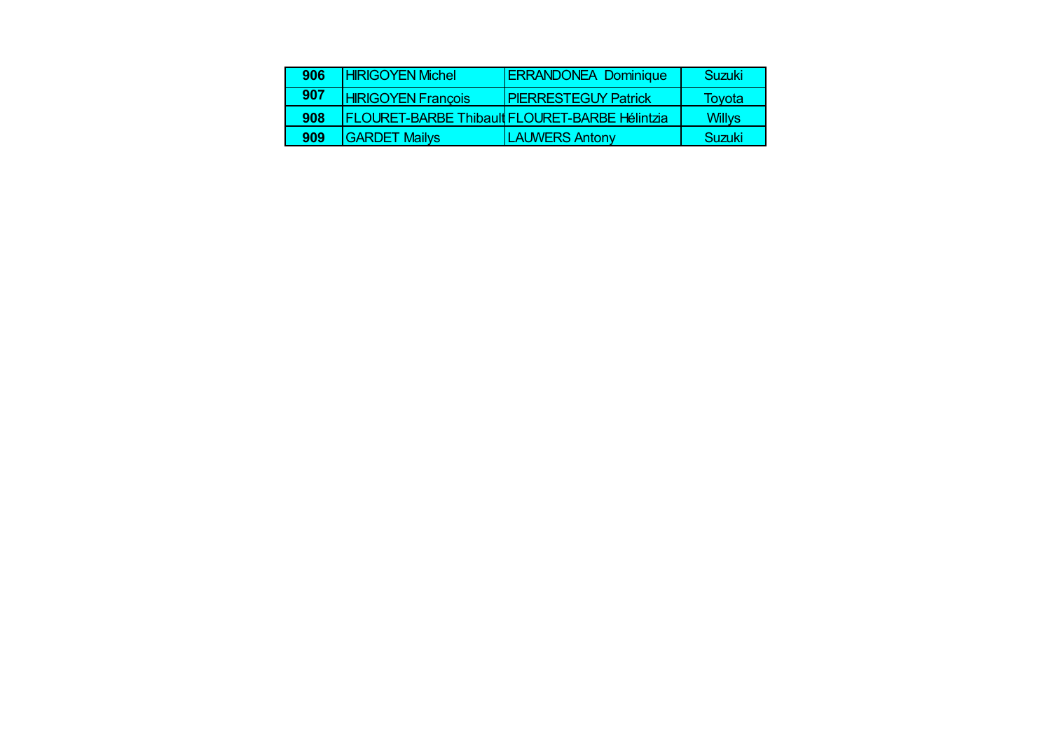| | | | |
|---|---|---|---|
| **906** | HIRIGOYEN Michel | ERRANDONEA Dominique | Suzuki |
| **907** | HIRIGOYEN François | PIERRESTEGUY Patrick | Toyota |
| **908** | FLOURET-BARBE Thibault | FLOURET-BARBE Hélintzia | Willys |
| **909** | GARDET Mailys | LAUWERS Antony | Suzuki |